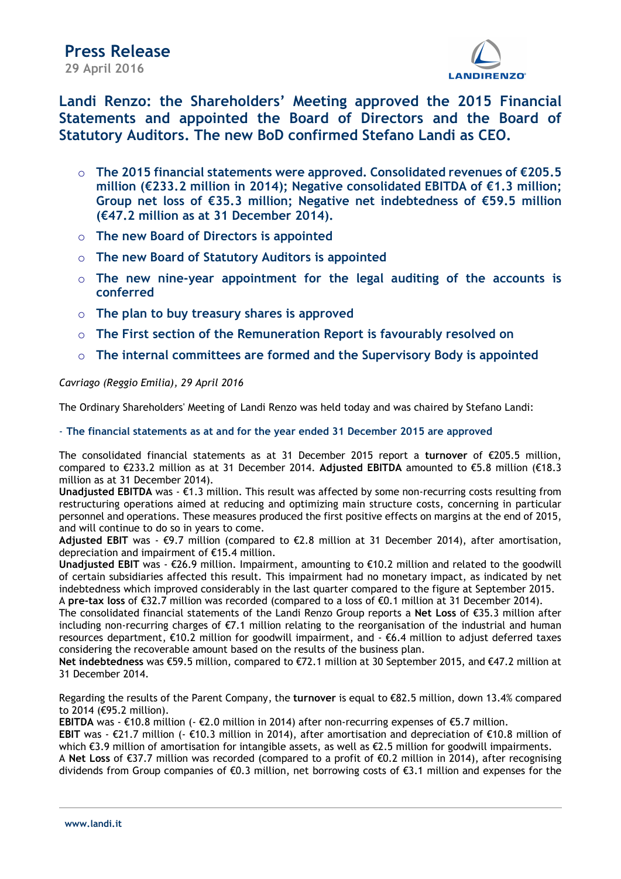# Press Release

29 April 2016

## Landi Renzo: the Shareholders' Meeting approved the 2015 Financial Statements and appointed the Board of Directors and the Board of Statutory Auditors. The new BoD confirmed Stefano Landi as CEO.

- **The 2015 financial statements were approved. Consolidated revenues of €205.5 million (€233.2 million in 2014); Negative consolidated EBITDA of €1.3 million; Group net loss of €35.3 million; Negative net indebtedness of €59.5 million (€47.2 million as at 31 December 2014).**
- **The new Board of Directors is appointed**
- **The new Board of Statutory Auditors is appointed**
- **The new nine-year appointment for the legal auditing of the accounts is conferred**
- **The plan to buy treasury shares is approved**
- **The First section of the Remuneration Report is favourably resolved on**
- **The internal committees are formed and the Supervisory Body is appointed**

*Cavriago (Reggio Emilia), 29 April 2016*

The Ordinary Shareholders' Meeting of Landi Renzo was held today and was chaired by Stefano Landi:

**- The financial statements as at and for the year ended 31 December 2015 are approved**

The consolidated financial statements as at 31 December 2015 report a **turnover** of €205.5 million, compared to €233.2 million as at 31 December 2014. **Adjusted EBITDA** amounted to €5.8 million (€18.3 million as at 31 December 2014).

**Unadjusted EBITDA** was - €1.3 million. This result was affected by some non-recurring costs resulting from restructuring operations aimed at reducing and optimizing main structure costs, concerning in particular personnel and operations. These measures produced the first positive effects on margins at the end of 2015, and will continue to do so in years to come.

**Adjusted EBIT** was - €9.7 million (compared to €2.8 million at 31 December 2014), after amortisation, depreciation and impairment of €15.4 million.

**Unadjusted EBIT** was - €26.9 million. Impairment, amounting to €10.2 million and related to the goodwill of certain subsidiaries affected this result. This impairment had no monetary impact, as indicated by net indebtedness which improved considerably in the last quarter compared to the figure at September 2015.

A **pre-tax loss** of €32.7 million was recorded (compared to a loss of €0.1 million at 31 December 2014).

The consolidated financial statements of the Landi Renzo Group reports a **Net Loss** of €35.3 million after including non-recurring charges of €7.1 million relating to the reorganisation of the industrial and human resources department, €10.2 million for goodwill impairment, and - €6.4 million to adjust deferred taxes considering the recoverable amount based on the results of the business plan.

**Net indebtedness** was €59.5 million, compared to €72.1 million at 30 September 2015, and €47.2 million at 31 December 2014.

Regarding the results of the Parent Company, the **turnover** is equal to €82.5 million, down 13.4% compared to 2014 (€95.2 million).

**EBITDA** was - €10.8 million (- €2.0 million in 2014) after non-recurring expenses of €5.7 million.

**EBIT** was - €21.7 million (- €10.3 million in 2014), after amortisation and depreciation of €10.8 million of which €3.9 million of amortisation for intangible assets, as well as €2.5 million for goodwill impairments.

A **Net Loss** of €37.7 million was recorded (compared to a profit of €0.2 million in 2014), after recognising dividends from Group companies of €0.3 million, net borrowing costs of €3.1 million and expenses for the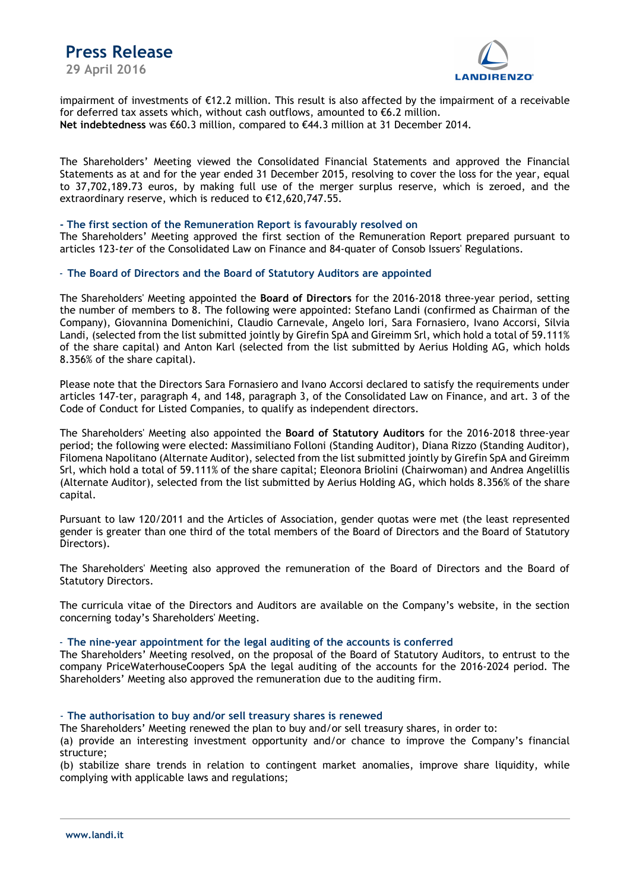impairment of investments of €12.2 million. This result is also affected by the impairment of a receivable for deferred tax assets which, without cash outflows, amounted to €6.2 million.
**Net indebtedness** was €60.3 million, compared to €44.3 million at 31 December 2014.

The Shareholders' Meeting viewed the Consolidated Financial Statements and approved the Financial Statements as at and for the year ended 31 December 2015, resolving to cover the loss for the year, equal to 37,702,189.73 euros, by making full use of the merger surplus reserve, which is zeroed, and the extraordinary reserve, which is reduced to €12,620,747.55.

**- The first section of the Remuneration Report is favourably resolved on**

The Shareholders' Meeting approved the first section of the Remuneration Report prepared pursuant to articles 123-*ter* of the Consolidated Law on Finance and 84-quater of Consob Issuers' Regulations.

**- The Board of Directors and the Board of Statutory Auditors are appointed**

The Shareholders' Meeting appointed the **Board of Directors** for the 2016-2018 three-year period, setting the number of members to 8. The following were appointed: Stefano Landi (confirmed as Chairman of the Company), Giovannina Domenichini, Claudio Carnevale, Angelo Iori, Sara Fornasiero, Ivano Accorsi, Silvia Landi, (selected from the list submitted jointly by Girefin SpA and Gireimm Srl, which hold a total of 59.111% of the share capital) and Anton Karl (selected from the list submitted by Aerius Holding AG, which holds 8.356% of the share capital).

Please note that the Directors Sara Fornasiero and Ivano Accorsi declared to satisfy the requirements under articles 147-ter, paragraph 4, and 148, paragraph 3, of the Consolidated Law on Finance, and art. 3 of the Code of Conduct for Listed Companies, to qualify as independent directors.

The Shareholders' Meeting also appointed the **Board of Statutory Auditors** for the 2016-2018 three-year period; the following were elected: Massimiliano Folloni (Standing Auditor), Diana Rizzo (Standing Auditor), Filomena Napolitano (Alternate Auditor), selected from the list submitted jointly by Girefin SpA and Gireimm Srl, which hold a total of 59.111% of the share capital; Eleonora Briolini (Chairwoman) and Andrea Angelillis (Alternate Auditor), selected from the list submitted by Aerius Holding AG, which holds 8.356% of the share capital.

Pursuant to law 120/2011 and the Articles of Association, gender quotas were met (the least represented gender is greater than one third of the total members of the Board of Directors and the Board of Statutory Directors).

The Shareholders' Meeting also approved the remuneration of the Board of Directors and the Board of Statutory Directors.

The curricula vitae of the Directors and Auditors are available on the Company's website, in the section concerning today's Shareholders' Meeting.

**- The nine-year appointment for the legal auditing of the accounts is conferred**

The Shareholders' Meeting resolved, on the proposal of the Board of Statutory Auditors, to entrust to the company PriceWaterhouseCoopers SpA the legal auditing of the accounts for the 2016-2024 period. The Shareholders' Meeting also approved the remuneration due to the auditing firm.

**- The authorisation to buy and/or sell treasury shares is renewed**

The Shareholders' Meeting renewed the plan to buy and/or sell treasury shares, in order to:

(a) provide an interesting investment opportunity and/or chance to improve the Company's financial structure;

(b) stabilize share trends in relation to contingent market anomalies, improve share liquidity, while complying with applicable laws and regulations;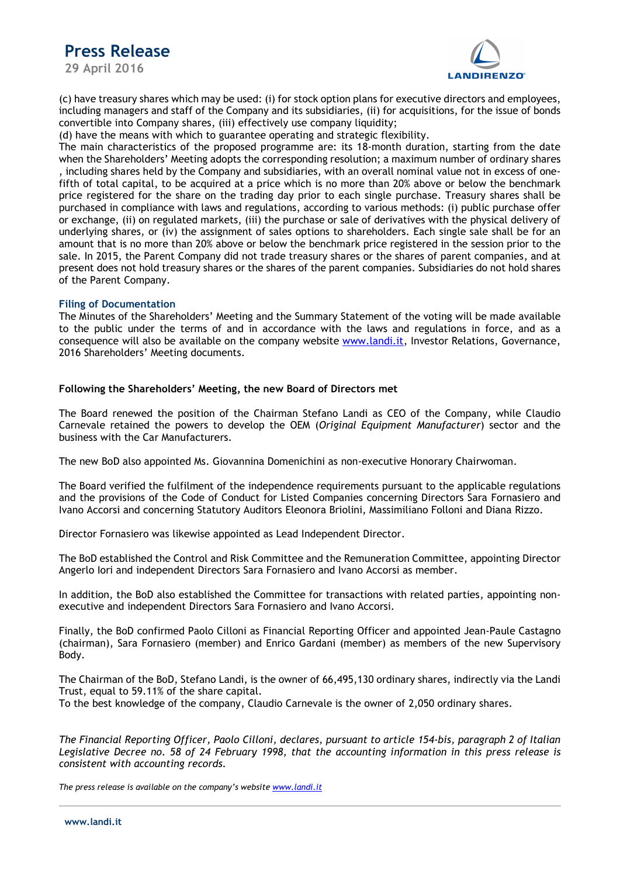(c) have treasury shares which may be used: (i) for stock option plans for executive directors and employees, including managers and staff of the Company and its subsidiaries, (ii) for acquisitions, for the issue of bonds convertible into Company shares, (iii) effectively use company liquidity;
(d) have the means with which to guarantee operating and strategic flexibility.
The main characteristics of the proposed programme are: its 18-month duration, starting from the date when the Shareholders' Meeting adopts the corresponding resolution; a maximum number of ordinary shares , including shares held by the Company and subsidiaries, with an overall nominal value not in excess of one-fifth of total capital, to be acquired at a price which is no more than 20% above or below the benchmark price registered for the share on the trading day prior to each single purchase. Treasury shares shall be purchased in compliance with laws and regulations, according to various methods: (i) public purchase offer or exchange, (ii) on regulated markets, (iii) the purchase or sale of derivatives with the physical delivery of underlying shares, or (iv) the assignment of sales options to shareholders. Each single sale shall be for an amount that is no more than 20% above or below the benchmark price registered in the session prior to the sale. In 2015, the Parent Company did not trade treasury shares or the shares of parent companies, and at present does not hold treasury shares or the shares of the parent companies. Subsidiaries do not hold shares of the Parent Company.

### Filing of Documentation

The Minutes of the Shareholders' Meeting and the Summary Statement of the voting will be made available to the public under the terms of and in accordance with the laws and regulations in force, and as a consequence will also be available on the company website www.landi.it, Investor Relations, Governance, 2016 Shareholders' Meeting documents.

**Following the Shareholders' Meeting, the new Board of Directors met**

The Board renewed the position of the Chairman Stefano Landi as CEO of the Company, while Claudio Carnevale retained the powers to develop the OEM (*Original Equipment Manufacturer*) sector and the business with the Car Manufacturers.

The new BoD also appointed Ms. Giovannina Domenichini as non-executive Honorary Chairwoman.

The Board verified the fulfilment of the independence requirements pursuant to the applicable regulations and the provisions of the Code of Conduct for Listed Companies concerning Directors Sara Fornasiero and Ivano Accorsi and concerning Statutory Auditors Eleonora Briolini, Massimiliano Folloni and Diana Rizzo.

Director Fornasiero was likewise appointed as Lead Independent Director.

The BoD established the Control and Risk Committee and the Remuneration Committee, appointing Director Angerlo Iori and independent Directors Sara Fornasiero and Ivano Accorsi as member.

In addition, the BoD also established the Committee for transactions with related parties, appointing non-executive and independent Directors Sara Fornasiero and Ivano Accorsi.

Finally, the BoD confirmed Paolo Cilloni as Financial Reporting Officer and appointed Jean-Paule Castagno (chairman), Sara Fornasiero (member) and Enrico Gardani (member) as members of the new Supervisory Body.

The Chairman of the BoD, Stefano Landi, is the owner of 66,495,130 ordinary shares, indirectly via the Landi Trust, equal to 59.11% of the share capital.
To the best knowledge of the company, Claudio Carnevale is the owner of 2,050 ordinary shares.

*The Financial Reporting Officer, Paolo Cilloni, declares, pursuant to article 154-bis, paragraph 2 of Italian Legislative Decree no. 58 of 24 February 1998, that the accounting information in this press release is consistent with accounting records.*

*The press release is available on the company's website www.landi.it*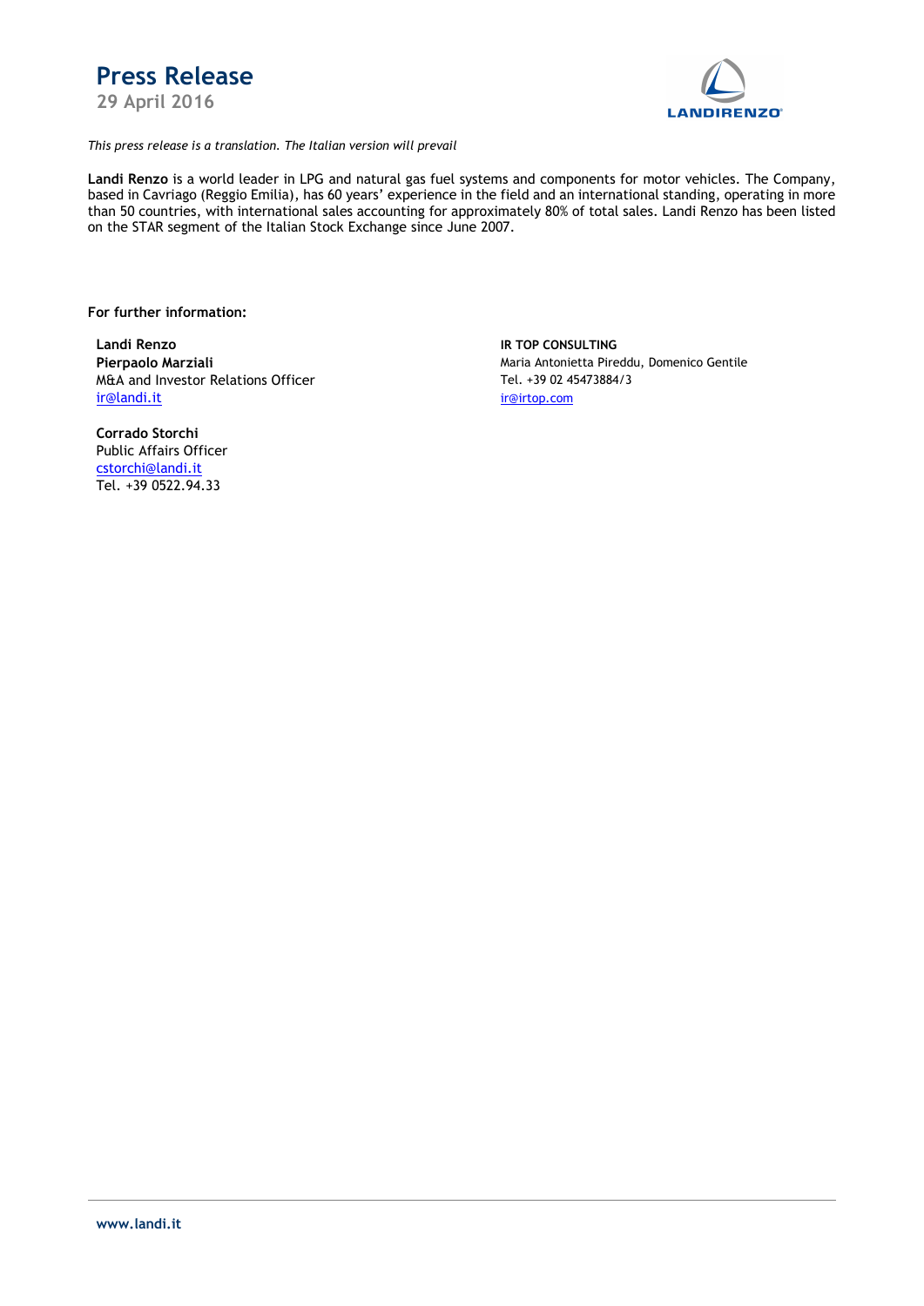# Press Release

29 April 2016

*This press release is a translation. The Italian version will prevail*

**Landi Renzo** is a world leader in LPG and natural gas fuel systems and components for motor vehicles. The Company, based in Cavriago (Reggio Emilia), has 60 years' experience in the field and an international standing, operating in more than 50 countries, with international sales accounting for approximately 80% of total sales. Landi Renzo has been listed on the STAR segment of the Italian Stock Exchange since June 2007.

**For further information:**

**Landi Renzo**
**Pierpaolo Marziali**
M&A and Investor Relations Officer
ir@landi.it

**Corrado Storchi**
Public Affairs Officer
cstorchi@landi.it
Tel. +39 0522.94.33

**IR TOP CONSULTING**
Maria Antonietta Pireddu, Domenico Gentile
Tel. +39 02 45473884/3
ir@irtop.com

www.landi.it